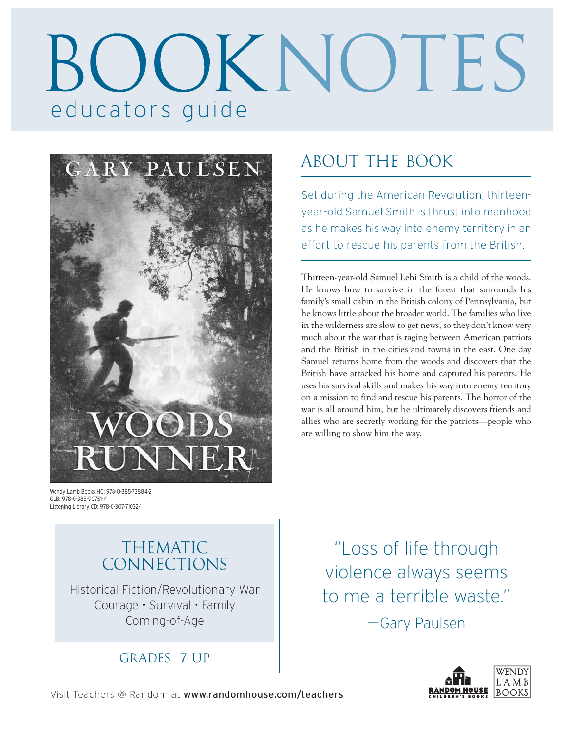# BOOKNOTES

## educators guide

GARY PAULSEN

WOODS RUNNER

Wendy Lamb Books HC: 978-0-385-73884-2
GLB: 978-0-385-90751-4
Listening Library CD: 978-0-307-71032-1

## ABOUT THE BOOK

Set during the American Revolution, thirteen-year-old Samuel Smith is thrust into manhood as he makes his way into enemy territory in an effort to rescue his parents from the British.

Thirteen-year-old Samuel Lehi Smith is a child of the woods. He knows how to survive in the forest that surrounds his family's small cabin in the British colony of Pennsylvania, but he knows little about the broader world. The families who live in the wilderness are slow to get news, so they don't know very much about the war that is raging between American patriots and the British in the cities and towns in the east. One day Samuel returns home from the woods and discovers that the British have attacked his home and captured his parents. He uses his survival skills and makes his way into enemy territory on a mission to find and rescue his parents. The horror of the war is all around him, but he ultimately discovers friends and allies who are secretly working for the patriots—people who are willing to show him the way.

## THEMATIC CONNECTIONS

Historical Fiction/Revolutionary War
Courage • Survival • Family
Coming-of-Age

GRADES 7 UP

"Loss of life through violence always seems to me a terrible waste."

—Gary Paulsen

Visit Teachers @ Random at **www.randomhouse.com/teachers**

RANDOM HOUSE CHILDREN'S BOOKS

WENDY LAMB BOOKS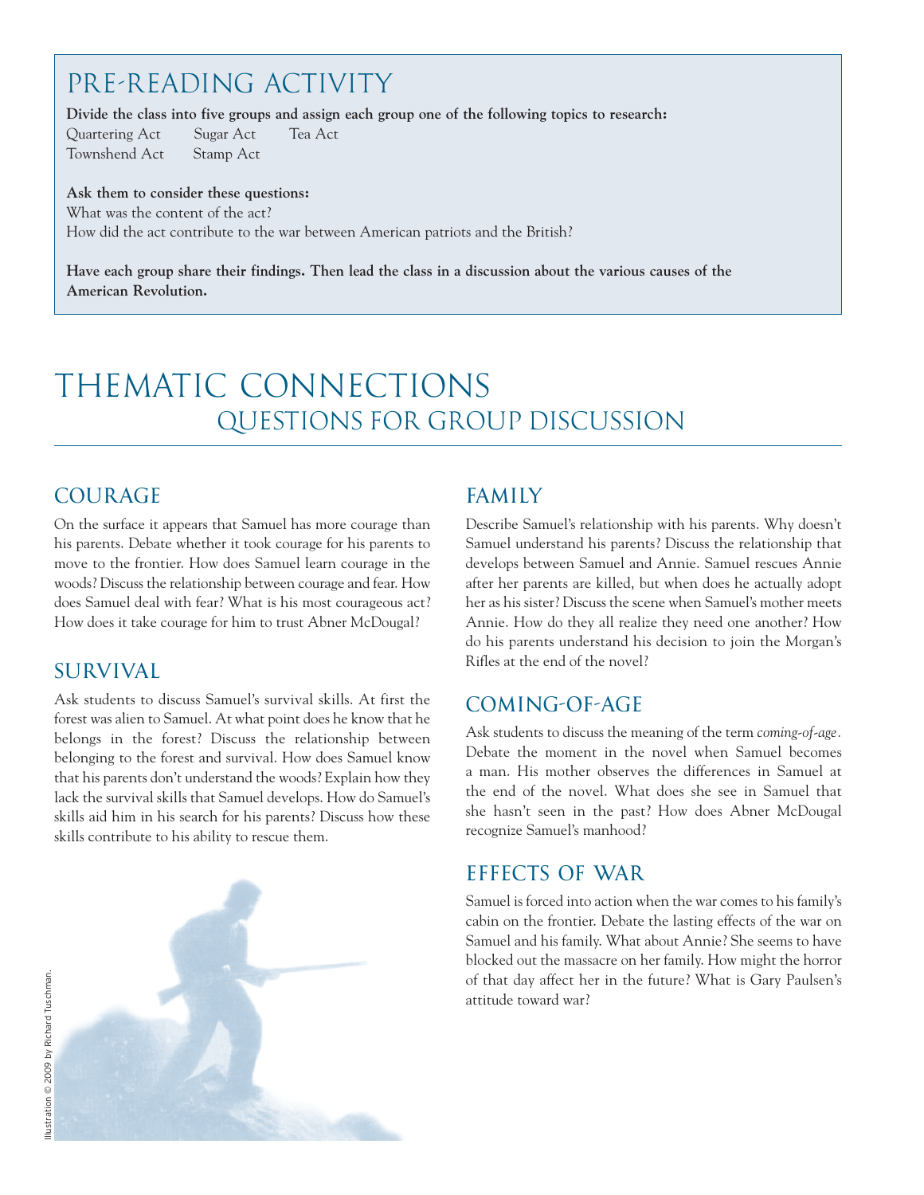## PRE-READING ACTIVITY

**Divide the class into five groups and assign each group one of the following topics to research:**

Quartering Act
Sugar Act
Tea Act
Townshend Act
Stamp Act

**Ask them to consider these questions:**

What was the content of the act?
How did the act contribute to the war between American patriots and the British?

**Have each group share their findings. Then lead the class in a discussion about the various causes of the American Revolution.**

# THEMATIC CONNECTIONS

## QUESTIONS FOR GROUP DISCUSSION

### COURAGE

On the surface it appears that Samuel has more courage than his parents. Debate whether it took courage for his parents to move to the frontier. How does Samuel learn courage in the woods? Discuss the relationship between courage and fear. How does Samuel deal with fear? What is his most courageous act? How does it take courage for him to trust Abner McDougal?

### SURVIVAL

Ask students to discuss Samuel's survival skills. At first the forest was alien to Samuel. At what point does he know that he belongs in the forest? Discuss the relationship between belonging to the forest and survival. How does Samuel know that his parents don't understand the woods? Explain how they lack the survival skills that Samuel develops. How do Samuel's skills aid him in his search for his parents? Discuss how these skills contribute to his ability to rescue them.

### FAMILY

Describe Samuel's relationship with his parents. Why doesn't Samuel understand his parents? Discuss the relationship that develops between Samuel and Annie. Samuel rescues Annie after her parents are killed, but when does he actually adopt her as his sister? Discuss the scene when Samuel's mother meets Annie. How do they all realize they need one another? How do his parents understand his decision to join the Morgan's Rifles at the end of the novel?

### COMING-OF-AGE

Ask students to discuss the meaning of the term *coming-of-age*. Debate the moment in the novel when Samuel becomes a man. His mother observes the differences in Samuel at the end of the novel. What does she see in Samuel that she hasn't seen in the past? How does Abner McDougal recognize Samuel's manhood?

### EFFECTS OF WAR

Samuel is forced into action when the war comes to his family's cabin on the frontier. Debate the lasting effects of the war on Samuel and his family. What about Annie? She seems to have blocked out the massacre on her family. How might the horror of that day affect her in the future? What is Gary Paulsen's attitude toward war?

Illustration © 2009 by Richard Tuschman.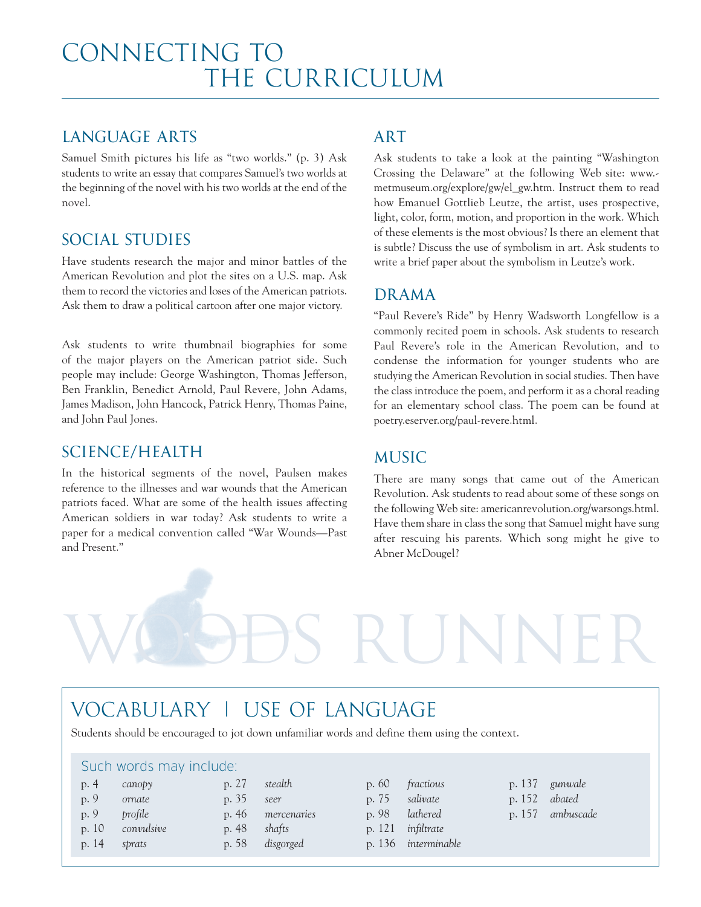# CONNECTING TO THE CURRICULUM

## LANGUAGE ARTS

Samuel Smith pictures his life as "two worlds." (p. 3) Ask students to write an essay that compares Samuel's two worlds at the beginning of the novel with his two worlds at the end of the novel.

## SOCIAL STUDIES

Have students research the major and minor battles of the American Revolution and plot the sites on a U.S. map. Ask them to record the victories and loses of the American patriots. Ask them to draw a political cartoon after one major victory.

Ask students to write thumbnail biographies for some of the major players on the American patriot side. Such people may include: George Washington, Thomas Jefferson, Ben Franklin, Benedict Arnold, Paul Revere, John Adams, James Madison, John Hancock, Patrick Henry, Thomas Paine, and John Paul Jones.

## SCIENCE/HEALTH

In the historical segments of the novel, Paulsen makes reference to the illnesses and war wounds that the American patriots faced. What are some of the health issues affecting American soldiers in war today? Ask students to write a paper for a medical convention called "War Wounds—Past and Present."

## ART

Ask students to take a look at the painting "Washington Crossing the Delaware" at the following Web site: www.metmuseum.org/explore/gw/el_gw.htm. Instruct them to read how Emanuel Gottlieb Leutze, the artist, uses prospective, light, color, form, motion, and proportion in the work. Which of these elements is the most obvious? Is there an element that is subtle? Discuss the use of symbolism in art. Ask students to write a brief paper about the symbolism in Leutze's work.

## DRAMA

"Paul Revere's Ride" by Henry Wadsworth Longfellow is a commonly recited poem in schools. Ask students to research Paul Revere's role in the American Revolution, and to condense the information for younger students who are studying the American Revolution in social studies. Then have the class introduce the poem, and perform it as a choral reading for an elementary school class. The poem can be found at poetry.eserver.org/paul-revere.html.

## MUSIC

There are many songs that came out of the American Revolution. Ask students to read about some of these songs on the following Web site: americanrevolution.org/warsongs.html. Have them share in class the song that Samuel might have sung after rescuing his parents. Which song might he give to Abner McDougel?

## VOCABULARY | USE OF LANGUAGE

Students should be encouraged to jot down unfamiliar words and define them using the context.

Such words may include:

| Page | Word |
|---|---|
| p. 4 | *canopy* |
| p. 9 | *ornate* |
| p. 9 | *profile* |
| p. 10 | *convulsive* |
| p. 14 | *sprats* |
| p. 27 | *stealth* |
| p. 35 | *seer* |
| p. 46 | *mercenaries* |
| p. 48 | *shafts* |
| p. 58 | *disgorged* |
| p. 60 | *fractious* |
| p. 75 | *salivate* |
| p. 98 | *lathered* |
| p. 121 | *infiltrate* |
| p. 136 | *interminable* |
| p. 137 | *gunwale* |
| p. 152 | *abated* |
| p. 157 | *ambuscade* |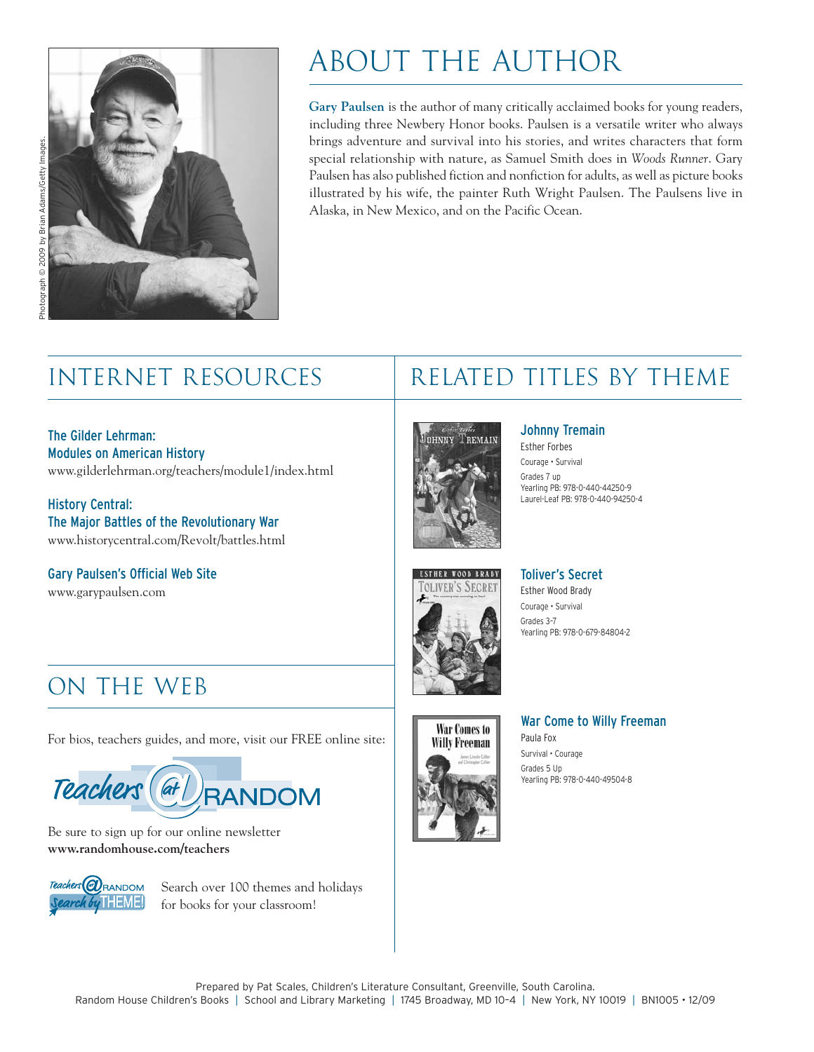Photograph © 2009 by Brian Adams/Getty Images.

# ABOUT THE AUTHOR

**Gary Paulsen** is the author of many critically acclaimed books for young readers, including three Newbery Honor books. Paulsen is a versatile writer who always brings adventure and survival into his stories, and writes characters that form special relationship with nature, as Samuel Smith does in *Woods Runner*. Gary Paulsen has also published fiction and nonfiction for adults, as well as picture books illustrated by his wife, the painter Ruth Wright Paulsen. The Paulsens live in Alaska, in New Mexico, and on the Pacific Ocean.

## INTERNET RESOURCES

**The Gilder Lehrman: Modules on American History**
www.gilderlehrman.org/teachers/module1/index.html

**History Central: The Major Battles of the Revolutionary War**
www.historycentral.com/Revolt/battles.html

**Gary Paulsen's Official Web Site**
www.garypaulsen.com

## ON THE WEB

For bios, teachers guides, and more, visit our FREE online site:

Teachers @ RANDOM

Be sure to sign up for our online newsletter
**www.randomhouse.com/teachers**

Teachers @ RANDOM Search by THEME!

Search over 100 themes and holidays for books for your classroom!

## RELATED TITLES BY THEME

**Johnny Tremain**
Esther Forbes
Courage • Survival
Grades 7 up
Yearling PB: 978-0-440-44250-9
Laurel-Leaf PB: 978-0-440-94250-4

**Toliver's Secret**
Esther Wood Brady
Courage • Survival
Grades 3–7
Yearling PB: 978-0-679-84804-2

**War Come to Willy Freeman**
Paula Fox
Survival • Courage
Grades 5 Up
Yearling PB: 978-0-440-49504-8

Prepared by Pat Scales, Children's Literature Consultant, Greenville, South Carolina.
Random House Children's Books | School and Library Marketing | 1745 Broadway, MD 10–4 | New York, NY 10019 | BN1005 • 12/09